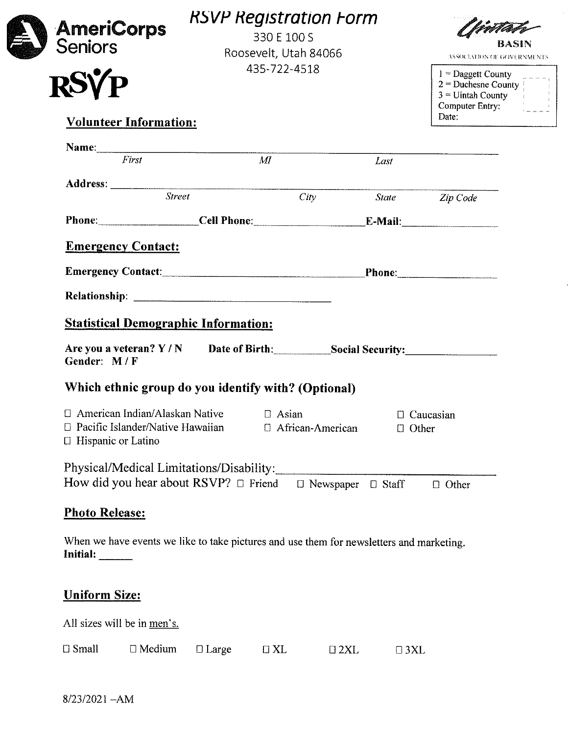AmeriCorps Seniors

RSVP

# RSVP Registration Form

330 E 100 S
Roosevelt, Utah 84066
435-722-4518

Uintah BASIN
ASSOCIATION OF GOVERNMENTS

1 = Daggett County
2 = Duchesne County
3 = Uintah County
Computer Entry:
Date:

## Volunteer Information:

**Name:**\_\_\_\_\_\_\_\_\_\_\_\_\_\_\_\_\_\_\_\_\_\_\_\_\_\_\_\_\_\_\_\_\_\_\_\_\_\_\_\_\_\_\_\_\_\_
*First* *MI* *Last*

**Address:** \_\_\_\_\_\_\_\_\_\_\_\_\_\_\_\_\_\_\_\_\_\_\_\_\_\_\_\_\_\_\_\_\_\_\_\_\_\_\_\_\_\_\_\_\_\_
*Street* *City* *State* *Zip Code*

**Phone:**\_\_\_\_\_\_\_\_\_\_\_\_ **Cell Phone:**\_\_\_\_\_\_\_\_\_\_\_\_ **E-Mail:**\_\_\_\_\_\_\_\_\_\_\_\_

## Emergency Contact:

**Emergency Contact:**\_\_\_\_\_\_\_\_\_\_\_\_\_\_\_\_\_\_\_\_\_\_\_\_ **Phone:**\_\_\_\_\_\_\_\_\_\_\_\_

**Relationship:** \_\_\_\_\_\_\_\_\_\_\_\_\_\_\_\_\_\_\_\_\_\_\_\_

## Statistical Demographic Information:

**Are you a veteran? Y / N** **Date of Birth:**\_\_\_\_\_\_\_\_\_\_ **Social Security:**\_\_\_\_\_\_\_\_\_\_\_\_
**Gender: M / F**

### Which ethnic group do you identify with? (Optional)

- ☐ American Indian/Alaskan Native
- ☐ Asian
- ☐ Caucasian
- ☐ Pacific Islander/Native Hawaiian
- ☐ African-American
- ☐ Other
- ☐ Hispanic or Latino

Physical/Medical Limitations/Disability:\_\_\_\_\_\_\_\_\_\_\_\_\_\_\_\_\_\_\_\_\_\_\_\_
How did you hear about RSVP? ☐ Friend ☐ Newspaper ☐ Staff ☐ Other

## Photo Release:

When we have events we like to take pictures and use them for newsletters and marketing.
**Initial:** \_\_\_\_\_\_

## Uniform Size:

All sizes will be in men's.

☐ Small ☐ Medium ☐ Large ☐ XL ☐ 2XL ☐ 3XL

8/23/2021 –AM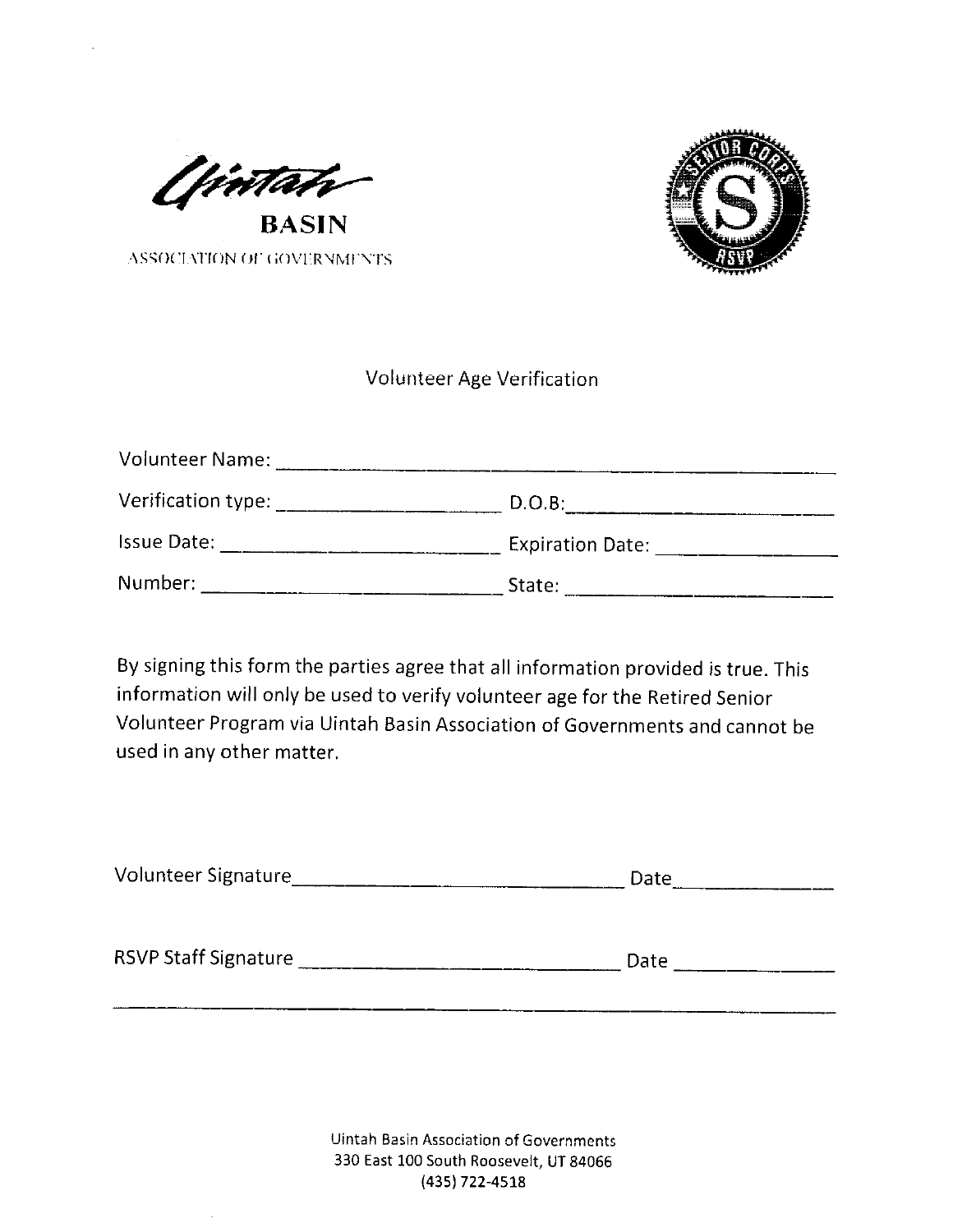Uintah
**BASIN**
ASSOCIATION OF GOVERNMENTS

## Volunteer Age Verification

Volunteer Name: ______________________________________________

Verification type: ____________________ D.O.B: ________________________

Issue Date: __________________________ Expiration Date: ________________

Number: _____________________________ State: _________________________

By signing this form the parties agree that all information provided is true. This information will only be used to verify volunteer age for the Retired Senior Volunteer Program via Uintah Basin Association of Governments and cannot be used in any other matter.

Volunteer Signature______________________________ Date_______________

RSVP Staff Signature ______________________________ Date _______________

---

Uintah Basin Association of Governments
330 East 100 South Roosevelt, UT 84066
(435) 722-4518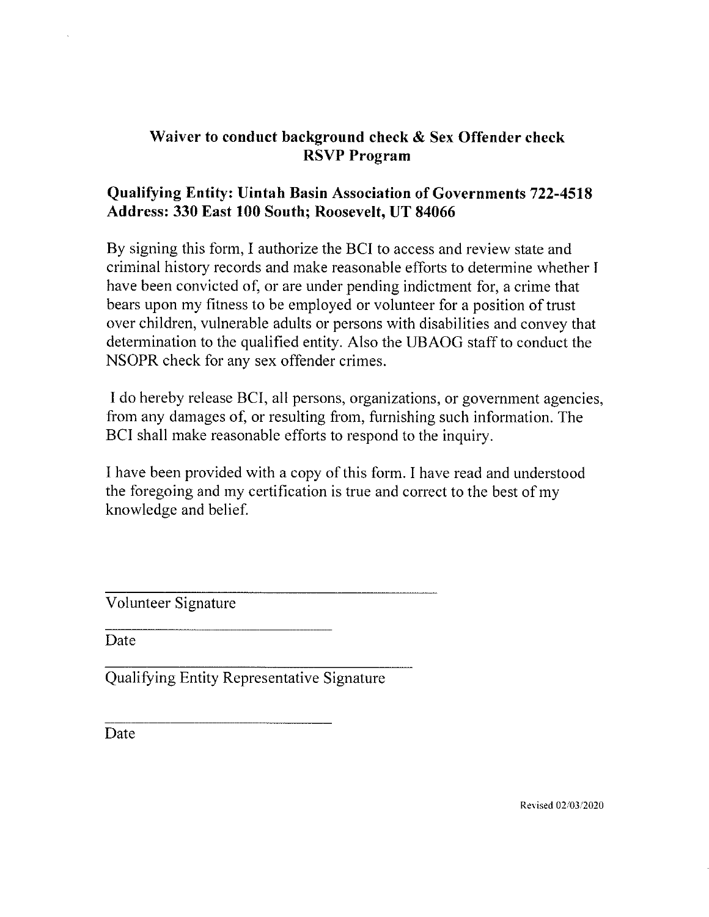## Waiver to conduct background check & Sex Offender check
## RSVP Program

**Qualifying Entity: Uintah Basin Association of Governments 722-4518**
**Address: 330 East 100 South; Roosevelt, UT 84066**

By signing this form, I authorize the BCI to access and review state and criminal history records and make reasonable efforts to determine whether I have been convicted of, or are under pending indictment for, a crime that bears upon my fitness to be employed or volunteer for a position of trust over children, vulnerable adults or persons with disabilities and convey that determination to the qualified entity. Also the UBAOG staff to conduct the NSOPR check for any sex offender crimes.

I do hereby release BCI, all persons, organizations, or government agencies, from any damages of, or resulting from, furnishing such information. The BCI shall make reasonable efforts to respond to the inquiry.

I have been provided with a copy of this form. I have read and understood the foregoing and my certification is true and correct to the best of my knowledge and belief.

\_\_\_\_\_\_\_\_\_\_\_\_\_\_\_\_\_\_\_\_\_\_\_\_\_\_\_\_\_\_\_\_\_\_\_\_
Volunteer Signature

\_\_\_\_\_\_\_\_\_\_\_\_\_\_\_\_\_\_\_\_\_\_\_\_
Date

\_\_\_\_\_\_\_\_\_\_\_\_\_\_\_\_\_\_\_\_\_\_\_\_\_\_\_\_\_\_\_\_\_\_\_\_
Qualifying Entity Representative Signature

\_\_\_\_\_\_\_\_\_\_\_\_\_\_\_\_\_\_\_\_\_\_\_\_
Date

Revised 02/03/2020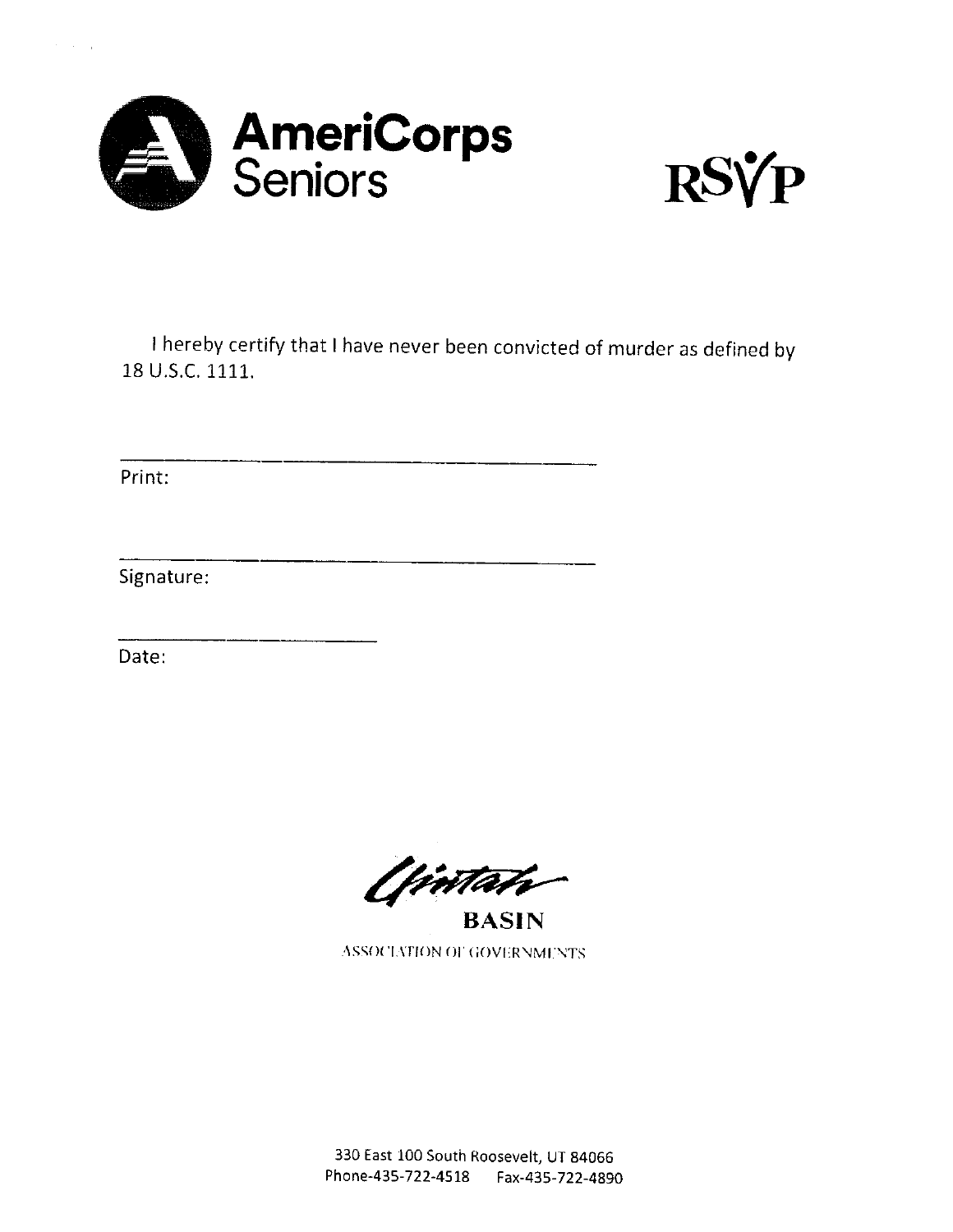**AmeriCorps Seniors**

**RSVP**

I hereby certify that I have never been convicted of murder as defined by 18 U.S.C. 1111.

\_\_\_\_\_\_\_\_\_\_\_\_\_\_\_\_\_\_\_\_\_\_\_\_\_\_\_\_\_\_\_\_\_\_\_\_\_\_\_\_

Print:

\_\_\_\_\_\_\_\_\_\_\_\_\_\_\_\_\_\_\_\_\_\_\_\_\_\_\_\_\_\_\_\_\_\_\_\_\_\_\_\_

Signature:

\_\_\_\_\_\_\_\_\_\_\_\_\_\_\_\_\_\_\_\_

Date:

Uintah
**BASIN**
ASSOCIATION OF GOVERNMENTS

330 East 100 South Roosevelt, UT 84066
Phone-435-722-4518 Fax-435-722-4890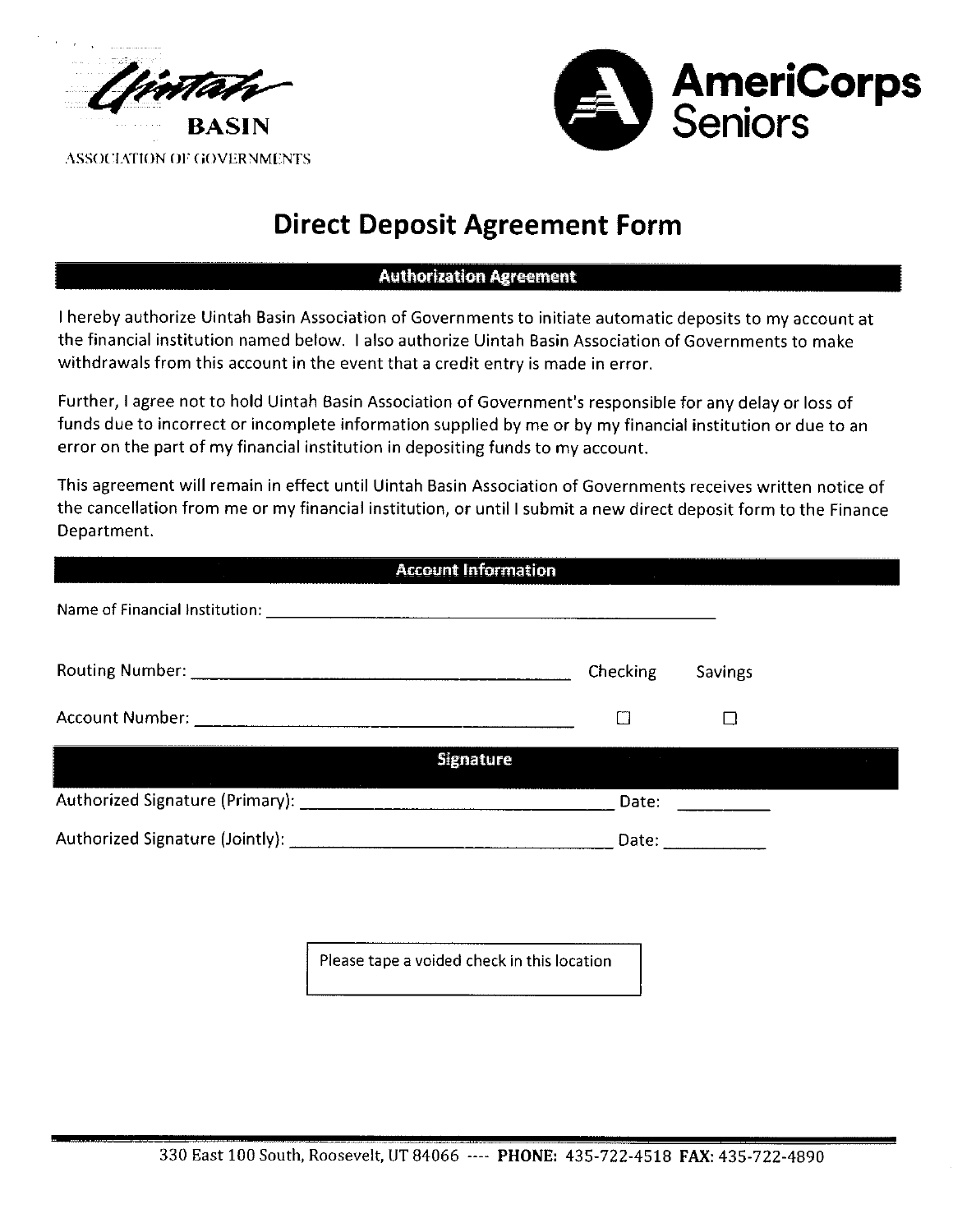Uintah BASIN
ASSOCIATION OF GOVERNMENTS

AmeriCorps Seniors

# Direct Deposit Agreement Form

## Authorization Agreement

I hereby authorize Uintah Basin Association of Governments to initiate automatic deposits to my account at the financial institution named below. I also authorize Uintah Basin Association of Governments to make withdrawals from this account in the event that a credit entry is made in error.

Further, I agree not to hold Uintah Basin Association of Government's responsible for any delay or loss of funds due to incorrect or incomplete information supplied by me or by my financial institution or due to an error on the part of my financial institution in depositing funds to my account.

This agreement will remain in effect until Uintah Basin Association of Governments receives written notice of the cancellation from me or my financial institution, or until I submit a new direct deposit form to the Finance Department.

## Account Information

Name of Financial Institution: ______________________________________________

Routing Number: ______________________________________ Checking Savings

Account Number: ______________________________________ ☐ ☐

## Signature

Authorized Signature (Primary): ________________________________ Date: __________

Authorized Signature (Jointly): ________________________________ Date: __________

Please tape a voided check in this location

330 East 100 South, Roosevelt, UT 84066 ---- **PHONE:** 435-722-4518 **FAX:** 435-722-4890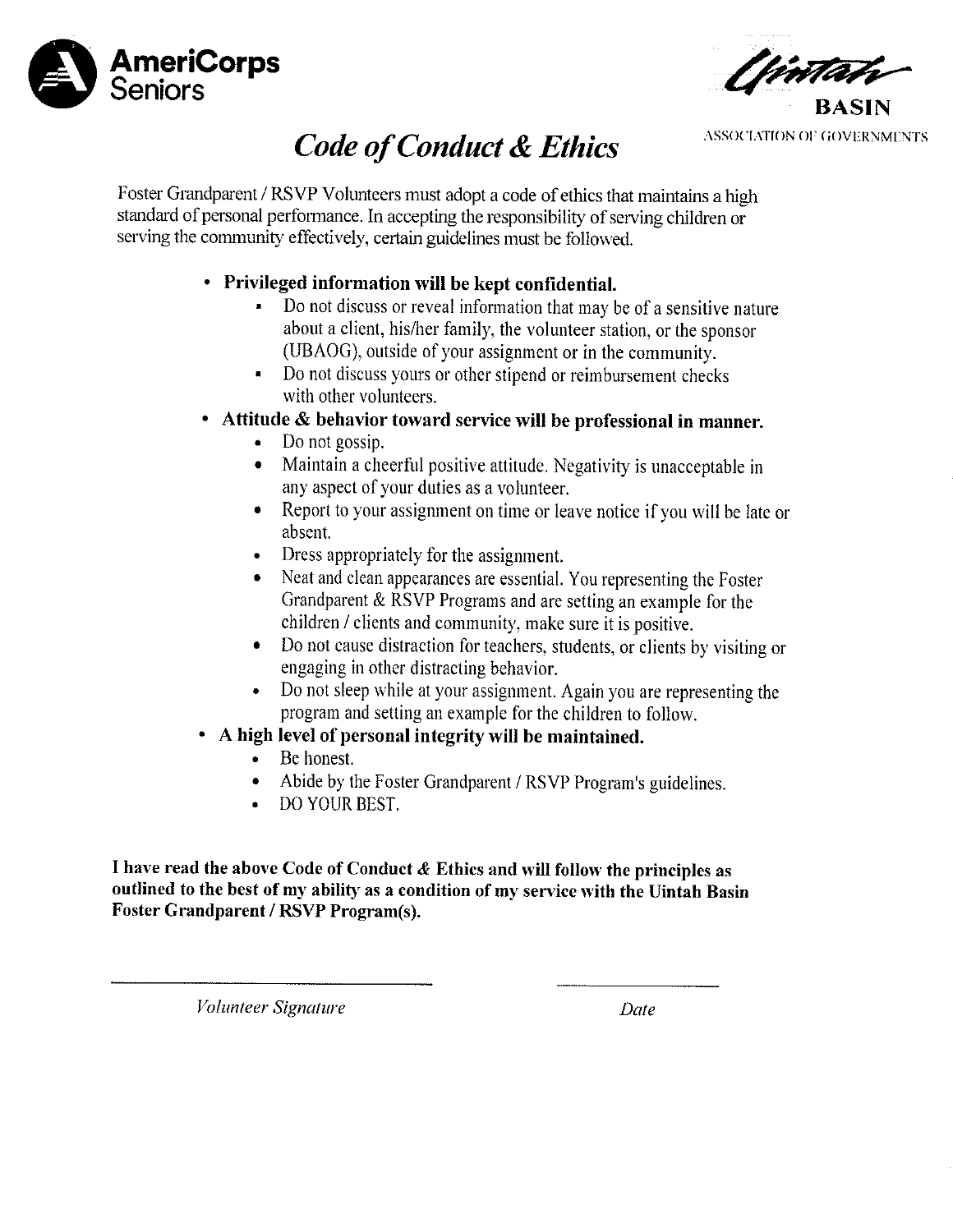AmeriCorps Seniors

Uintah BASIN ASSOCIATION OF GOVERNMENTS

# *Code of Conduct & Ethics*

Foster Grandparent / RSVP Volunteers must adopt a code of ethics that maintains a high standard of personal performance. In accepting the responsibility of serving children or serving the community effectively, certain guidelines must be followed.

- **Privileged information will be kept confidential.**
  - Do not discuss or reveal information that may be of a sensitive nature about a client, his/her family, the volunteer station, or the sponsor (UBAOG), outside of your assignment or in the community.
  - Do not discuss yours or other stipend or reimbursement checks with other volunteers.
- **Attitude & behavior toward service will be professional in manner.**
  - Do not gossip.
  - Maintain a cheerful positive attitude. Negativity is unacceptable in any aspect of your duties as a volunteer.
  - Report to your assignment on time or leave notice if you will be late or absent.
  - Dress appropriately for the assignment.
  - Neat and clean appearances are essential. You representing the Foster Grandparent & RSVP Programs and are setting an example for the children / clients and community, make sure it is positive.
  - Do not cause distraction for teachers, students, or clients by visiting or engaging in other distracting behavior.
  - Do not sleep while at your assignment. Again you are representing the program and setting an example for the children to follow.
- **A high level of personal integrity will be maintained.**
  - Be honest.
  - Abide by the Foster Grandparent / RSVP Program's guidelines.
  - DO YOUR BEST.

**I have read the above Code of Conduct & Ethics and will follow the principles as outlined to the best of my ability as a condition of my service with the Uintah Basin Foster Grandparent / RSVP Program(s).**

\_\_\_\_\_\_\_\_\_\_\_\_\_\_\_\_\_\_\_\_\_\_\_\_\_\_\_\_\_\_\_\_\_\_\_\_ \_\_\_\_\_\_\_\_\_\_\_\_\_\_\_\_\_\_

*Volunteer Signature* *Date*